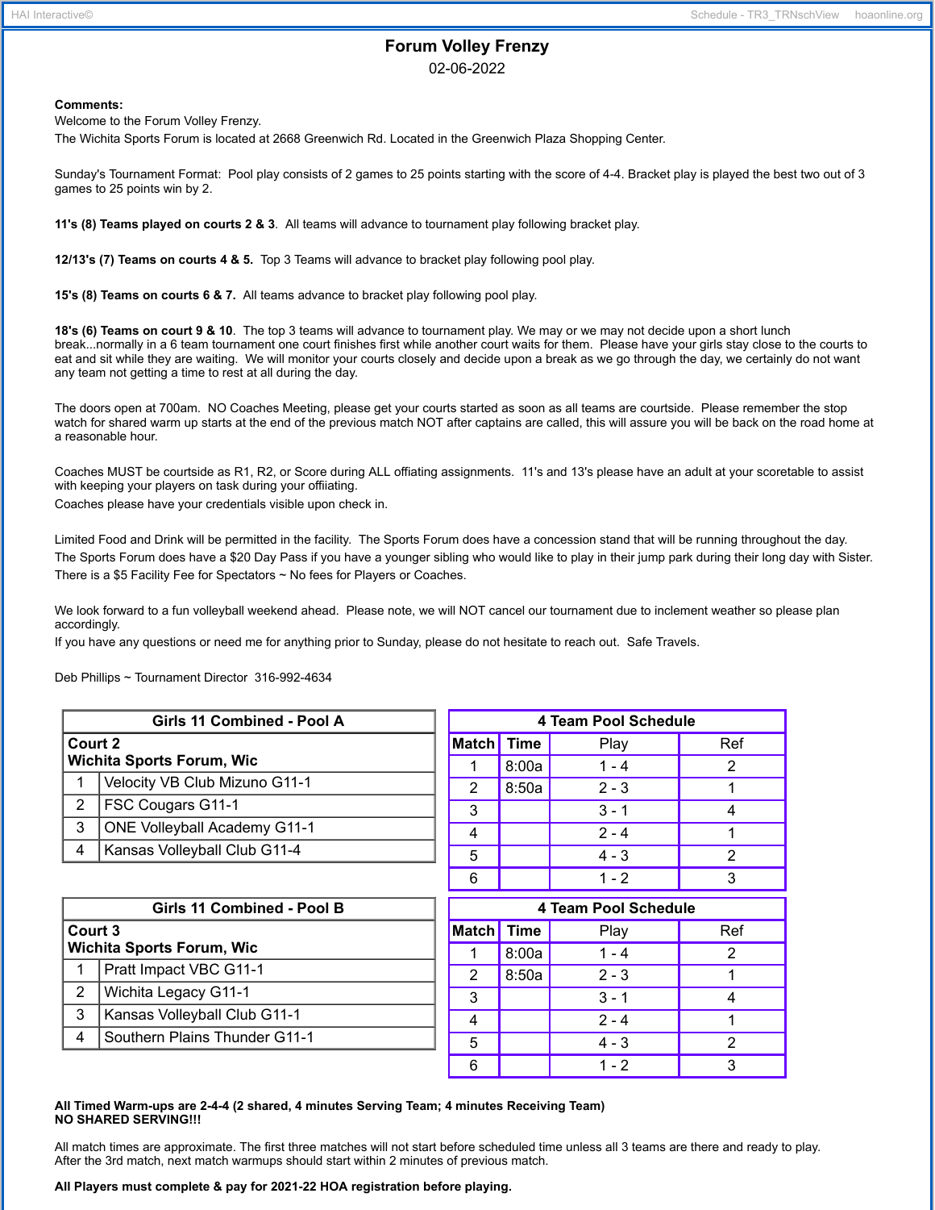# Forum Volley Frenzy

02-06-2022

**Comments:**

Welcome to the Forum Volley Frenzy.

The Wichita Sports Forum is located at 2668 Greenwich Rd. Located in the Greenwich Plaza Shopping Center.

Sunday's Tournament Format: Pool play consists of 2 games to 25 points starting with the score of 4-4. Bracket play is played the best two out of 3 games to 25 points win by 2.

**11's (8) Teams played on courts 2 & 3.** All teams will advance to tournament play following bracket play.

**12/13's (7) Teams on courts 4 & 5.** Top 3 Teams will advance to bracket play following pool play.

**15's (8) Teams on courts 6 & 7.** All teams advance to bracket play following pool play.

**18's (6) Teams on court 9 & 10.** The top 3 teams will advance to tournament play. We may or we may not decide upon a short lunch break...normally in a 6 team tournament one court finishes first while another court waits for them. Please have your girls stay close to the courts to eat and sit while they are waiting. We will monitor your courts closely and decide upon a break as we go through the day, we certainly do not want any team not getting a time to rest at all during the day.

The doors open at 700am. NO Coaches Meeting, please get your courts started as soon as all teams are courtside. Please remember the stop watch for shared warm up starts at the end of the previous match NOT after captains are called, this will assure you will be back on the road home at a reasonable hour.

Coaches MUST be courtside as R1, R2, or Score during ALL offiating assignments. 11's and 13's please have an adult at your scoretable to assist with keeping your players on task during your offiiating.

Coaches please have your credentials visible upon check in.

Limited Food and Drink will be permitted in the facility. The Sports Forum does have a concession stand that will be running throughout the day.

The Sports Forum does have a $20 Day Pass if you have a younger sibling who would like to play in their jump park during their long day with Sister.

There is a $5 Facility Fee for Spectators ~ No fees for Players or Coaches.

We look forward to a fun volleyball weekend ahead. Please note, we will NOT cancel our tournament due to inclement weather so please plan accordingly.

If you have any questions or need me for anything prior to Sunday, please do not hesitate to reach out. Safe Travels.

Deb Phillips ~ Tournament Director 316-992-4634

| Girls 11 Combined - Pool A | |
|---|---|
| **Court 2 Wichita Sports Forum, Wic** | |
| 1 | Velocity VB Club Mizuno G11-1 |
| 2 | FSC Cougars G11-1 |
| 3 | ONE Volleyball Academy G11-1 |
| 4 | Kansas Volleyball Club G11-4 |

| 4 Team Pool Schedule | | | |
|---|---|---|---|
| Match | Time | Play | Ref |
| 1 | 8:00a | 1 - 4 | 2 |
| 2 | 8:50a | 2 - 3 | 1 |
| 3 | | 3 - 1 | 4 |
| 4 | | 2 - 4 | 1 |
| 5 | | 4 - 3 | 2 |
| 6 | | 1 - 2 | 3 |

| Girls 11 Combined - Pool B | |
|---|---|
| **Court 3 Wichita Sports Forum, Wic** | |
| 1 | Pratt Impact VBC G11-1 |
| 2 | Wichita Legacy G11-1 |
| 3 | Kansas Volleyball Club G11-1 |
| 4 | Southern Plains Thunder G11-1 |

| 4 Team Pool Schedule | | | |
|---|---|---|---|
| Match | Time | Play | Ref |
| 1 | 8:00a | 1 - 4 | 2 |
| 2 | 8:50a | 2 - 3 | 1 |
| 3 | | 3 - 1 | 4 |
| 4 | | 2 - 4 | 1 |
| 5 | | 4 - 3 | 2 |
| 6 | | 1 - 2 | 3 |

**All Timed Warm-ups are 2-4-4 (2 shared, 4 minutes Serving Team; 4 minutes Receiving Team)**
**NO SHARED SERVING!!!**

All match times are approximate. The first three matches will not start before scheduled time unless all 3 teams are there and ready to play. After the 3rd match, next match warmups should start within 2 minutes of previous match.

**All Players must complete & pay for 2021-22 HOA registration before playing.**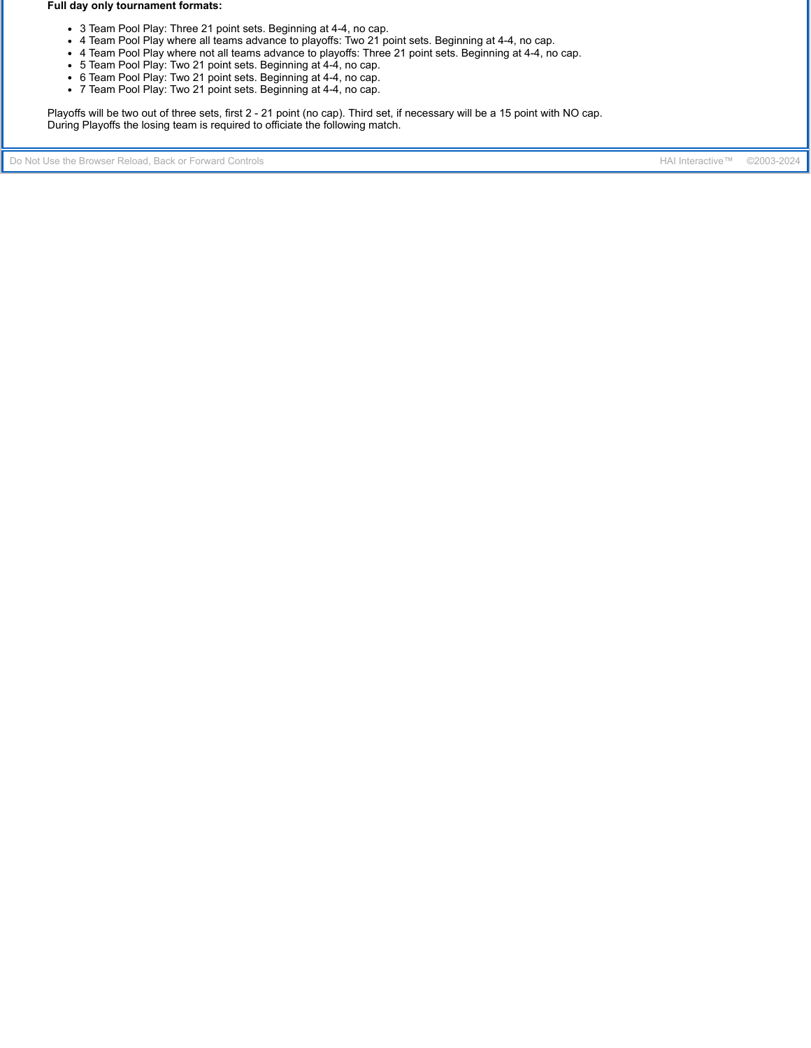**Full day only tournament formats:**

- 3 Team Pool Play: Three 21 point sets. Beginning at 4-4, no cap.
- 4 Team Pool Play where all teams advance to playoffs: Two 21 point sets. Beginning at 4-4, no cap.
- 4 Team Pool Play where not all teams advance to playoffs: Three 21 point sets. Beginning at 4-4, no cap.
- 5 Team Pool Play: Two 21 point sets. Beginning at 4-4, no cap.
- 6 Team Pool Play: Two 21 point sets. Beginning at 4-4, no cap.
- 7 Team Pool Play: Two 21 point sets. Beginning at 4-4, no cap.

Playoffs will be two out of three sets, first 2 - 21 point (no cap). Third set, if necessary will be a 15 point with NO cap.
During Playoffs the losing team is required to officiate the following match.

Do Not Use the Browser Reload, Back or Forward Controls

HAI Interactive™ ©2003-2024